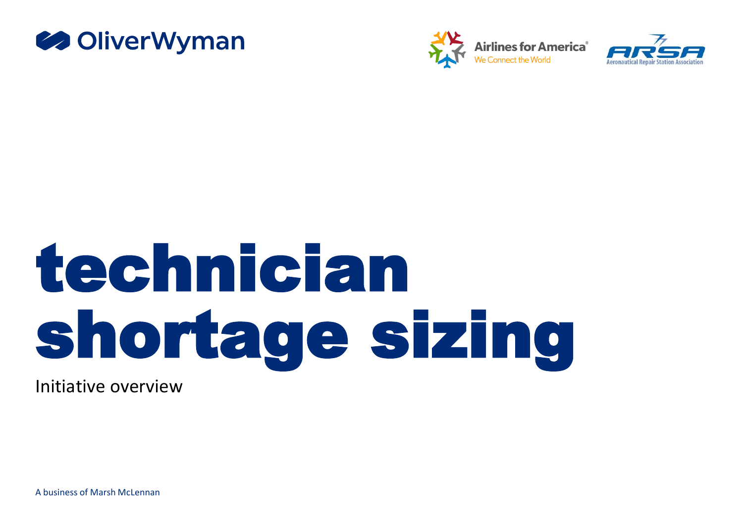OliverWyman

Airlines for America® We Connect the World

ARSA Aeronautical Repair Station Association

# technician shortage sizing

Initiative overview

A business of Marsh McLennan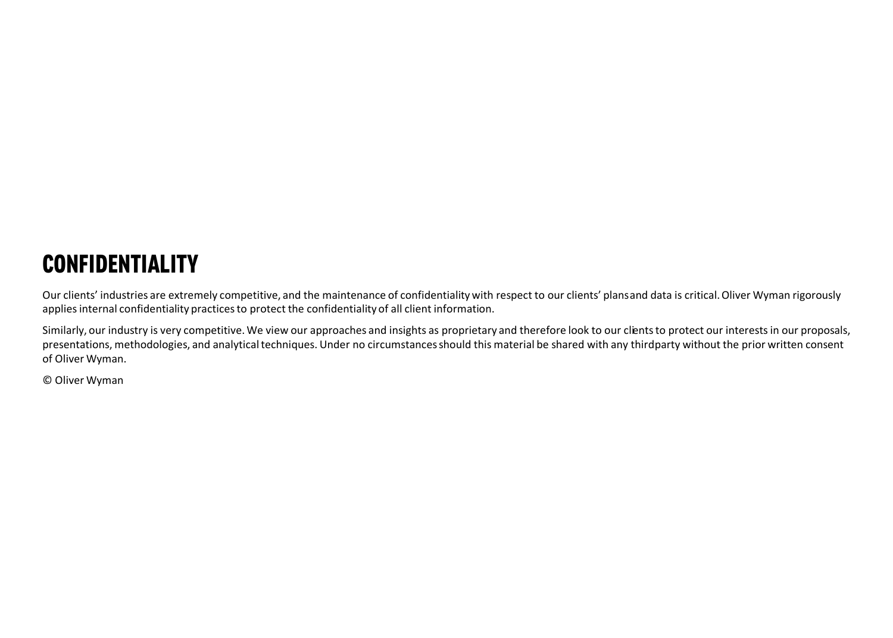# CONFIDENTIALITY

Our clients' industries are extremely competitive, and the maintenance of confidentiality with respect to our clients' plans and data is critical. Oliver Wyman rigorously applies internal confidentiality practices to protect the confidentiality of all client information.

Similarly, our industry is very competitive. We view our approaches and insights as proprietary and therefore look to our clients to protect our interests in our proposals, presentations, methodologies, and analytical techniques. Under no circumstances should this material be shared with any thirdparty without the prior written consent of Oliver Wyman.

© Oliver Wyman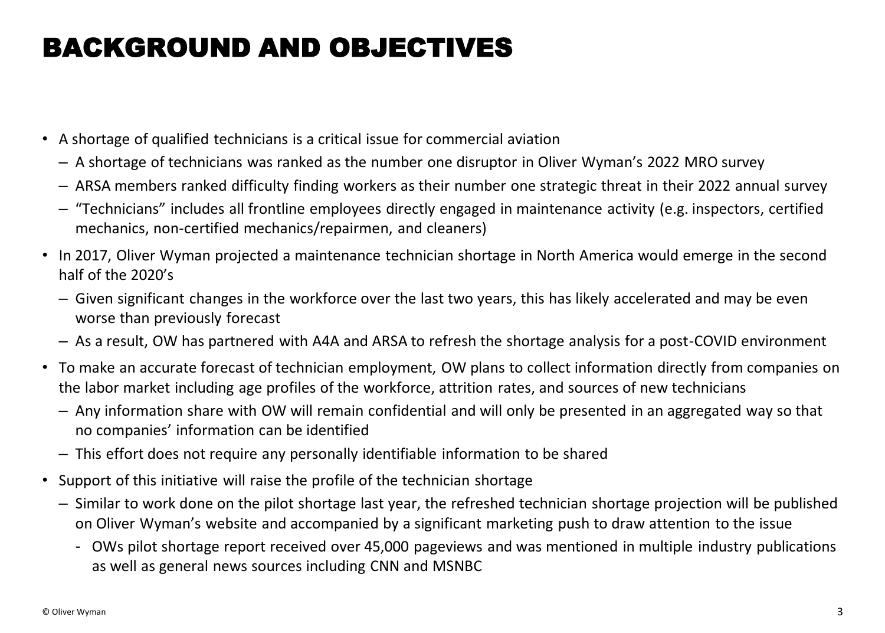# BACKGROUND AND OBJECTIVES

- A shortage of qualified technicians is a critical issue for commercial aviation
  - A shortage of technicians was ranked as the number one disruptor in Oliver Wyman's 2022 MRO survey
  - ARSA members ranked difficulty finding workers as their number one strategic threat in their 2022 annual survey
  - "Technicians" includes all frontline employees directly engaged in maintenance activity (e.g. inspectors, certified mechanics, non-certified mechanics/repairmen, and cleaners)
- In 2017, Oliver Wyman projected a maintenance technician shortage in North America would emerge in the second half of the 2020's
  - Given significant changes in the workforce over the last two years, this has likely accelerated and may be even worse than previously forecast
  - As a result, OW has partnered with A4A and ARSA to refresh the shortage analysis for a post-COVID environment
- To make an accurate forecast of technician employment, OW plans to collect information directly from companies on the labor market including age profiles of the workforce, attrition rates, and sources of new technicians
  - Any information share with OW will remain confidential and will only be presented in an aggregated way so that no companies' information can be identified
  - This effort does not require any personally identifiable information to be shared
- Support of this initiative will raise the profile of the technician shortage
  - Similar to work done on the pilot shortage last year, the refreshed technician shortage projection will be published on Oliver Wyman's website and accompanied by a significant marketing push to draw attention to the issue
    - OWs pilot shortage report received over 45,000 pageviews and was mentioned in multiple industry publications as well as general news sources including CNN and MSNBC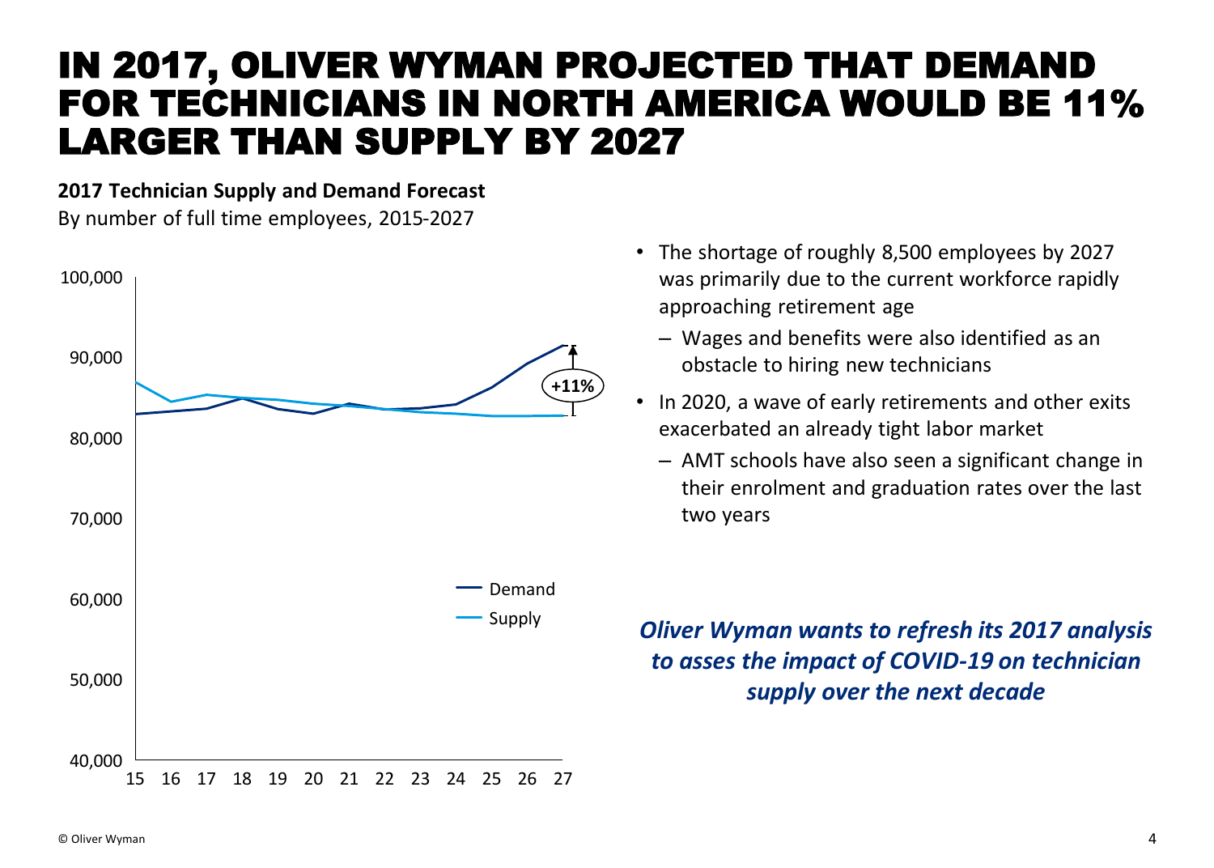# IN 2017, OLIVER WYMAN PROJECTED THAT DEMAND FOR TECHNICIANS IN NORTH AMERICA WOULD BE 11% LARGER THAN SUPPLY BY 2027

**2017 Technician Supply and Demand Forecast**

By number of full time employees, 2015-2027

- The shortage of roughly 8,500 employees by 2027 was primarily due to the current workforce rapidly approaching retirement age
  - Wages and benefits were also identified as an obstacle to hiring new technicians
- In 2020, a wave of early retirements and other exits exacerbated an already tight labor market
  - AMT schools have also seen a significant change in their enrolment and graduation rates over the last two years

***Oliver Wyman wants to refresh its 2017 analysis to asses the impact of COVID-19 on technician supply over the next decade***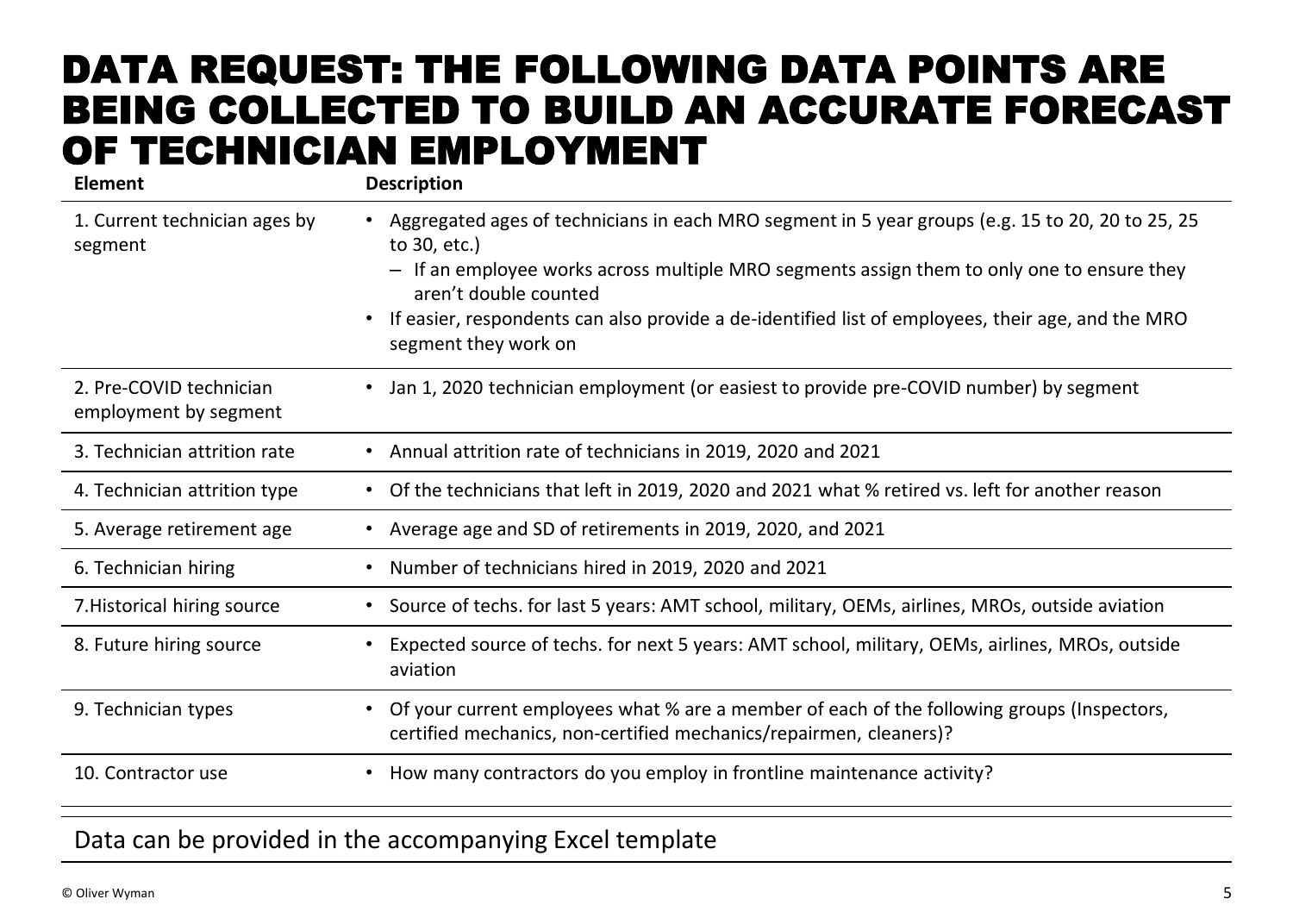# DATA REQUEST: THE FOLLOWING DATA POINTS ARE BEING COLLECTED TO BUILD AN ACCURATE FORECAST OF TECHNICIAN EMPLOYMENT

| Element | Description |
|---|---|
| 1. Current technician ages by segment | • Aggregated ages of technicians in each MRO segment in 5 year groups (e.g. 15 to 20, 20 to 25, 25 to 30, etc.)<br>– If an employee works across multiple MRO segments assign them to only one to ensure they aren't double counted<br>• If easier, respondents can also provide a de-identified list of employees, their age, and the MRO segment they work on |
| 2. Pre-COVID technician employment by segment | • Jan 1, 2020 technician employment (or easiest to provide pre-COVID number) by segment |
| 3. Technician attrition rate | • Annual attrition rate of technicians in 2019, 2020 and 2021 |
| 4. Technician attrition type | • Of the technicians that left in 2019, 2020 and 2021 what % retired vs. left for another reason |
| 5. Average retirement age | • Average age and SD of retirements in 2019, 2020, and 2021 |
| 6. Technician hiring | • Number of technicians hired in 2019, 2020 and 2021 |
| 7.Historical hiring source | • Source of techs. for last 5 years: AMT school, military, OEMs, airlines, MROs, outside aviation |
| 8. Future hiring source | • Expected source of techs. for next 5 years: AMT school, military, OEMs, airlines, MROs, outside aviation |
| 9. Technician types | • Of your current employees what % are a member of each of the following groups (Inspectors, certified mechanics, non-certified mechanics/repairmen, cleaners)? |
| 10. Contractor use | • How many contractors do you employ in frontline maintenance activity? |

Data can be provided in the accompanying Excel template

© Oliver Wyman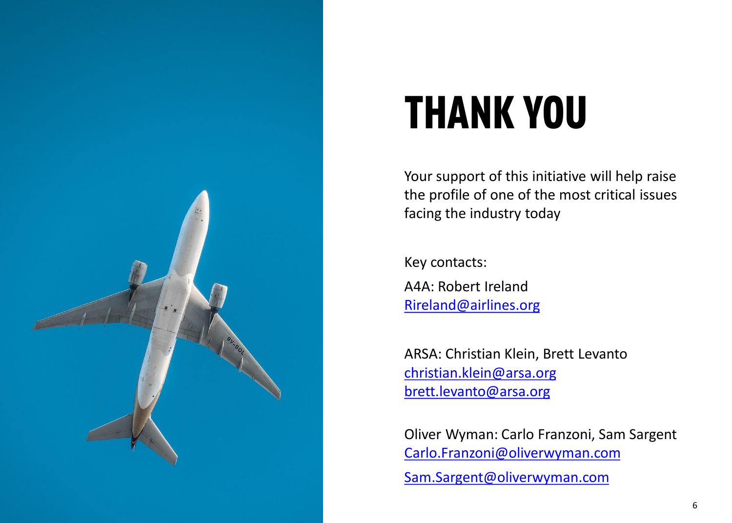# THANK YOU

Your support of this initiative will help raise the profile of one of the most critical issues facing the industry today

Key contacts:

A4A: Robert Ireland
Rireland@airlines.org

ARSA: Christian Klein, Brett Levanto
christian.klein@arsa.org
brett.levanto@arsa.org

Oliver Wyman: Carlo Franzoni, Sam Sargent
Carlo.Franzoni@oliverwyman.com

Sam.Sargent@oliverwyman.com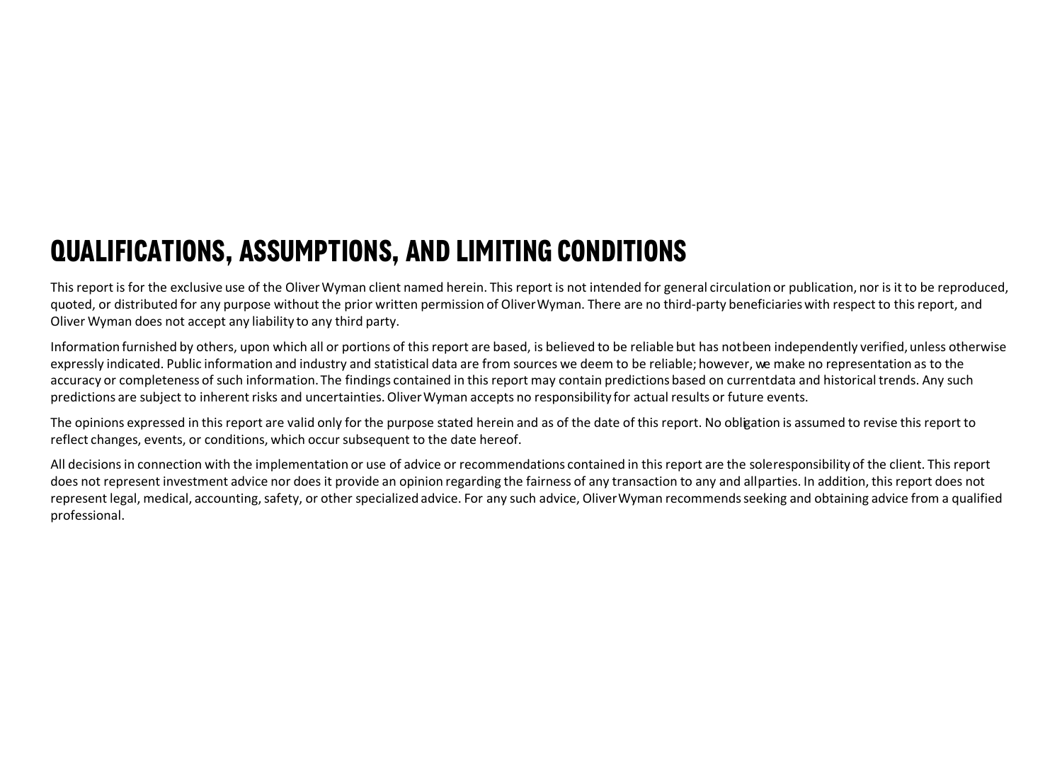# QUALIFICATIONS, ASSUMPTIONS, AND LIMITING CONDITIONS

This report is for the exclusive use of the Oliver Wyman client named herein. This report is not intended for general circulation or publication, nor is it to be reproduced, quoted, or distributed for any purpose without the prior written permission of Oliver Wyman. There are no third-party beneficiaries with respect to this report, and Oliver Wyman does not accept any liability to any third party.

Information furnished by others, upon which all or portions of this report are based, is believed to be reliable but has not been independently verified, unless otherwise expressly indicated. Public information and industry and statistical data are from sources we deem to be reliable; however, we make no representation as to the accuracy or completeness of such information. The findings contained in this report may contain predictions based on current data and historical trends. Any such predictions are subject to inherent risks and uncertainties. Oliver Wyman accepts no responsibility for actual results or future events.

The opinions expressed in this report are valid only for the purpose stated herein and as of the date of this report. No obligation is assumed to revise this report to reflect changes, events, or conditions, which occur subsequent to the date hereof.

All decisions in connection with the implementation or use of advice or recommendations contained in this report are the sole responsibility of the client. This report does not represent investment advice nor does it provide an opinion regarding the fairness of any transaction to any and all parties. In addition, this report does not represent legal, medical, accounting, safety, or other specialized advice. For any such advice, Oliver Wyman recommends seeking and obtaining advice from a qualified professional.